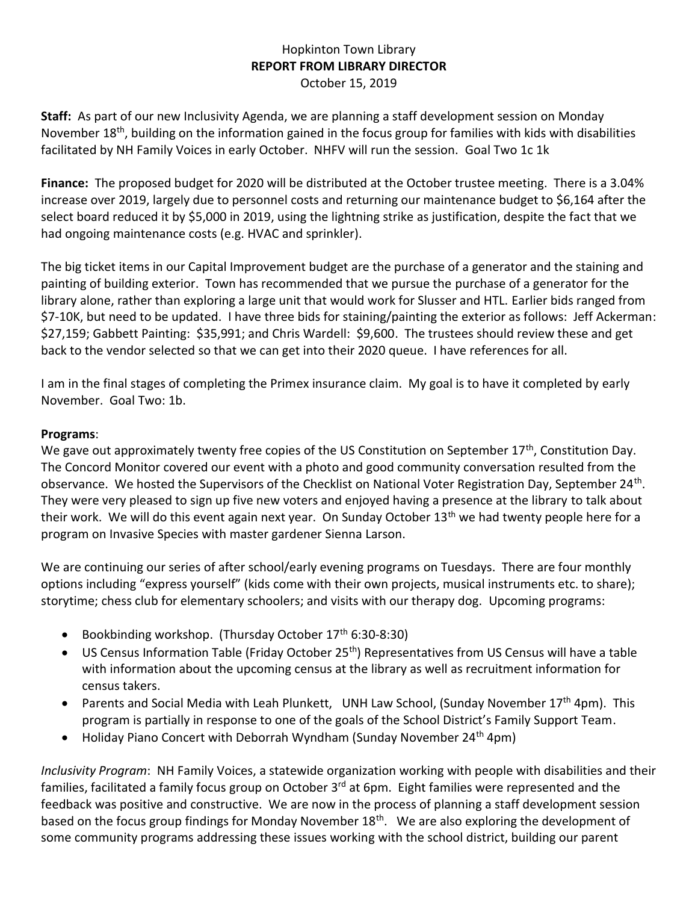Hopkinton Town Library

**REPORT FROM LIBRARY DIRECTOR**

October 15, 2019

**Staff:** As part of our new Inclusivity Agenda, we are planning a staff development session on Monday November 18th, building on the information gained in the focus group for families with kids with disabilities facilitated by NH Family Voices in early October. NHFV will run the session. Goal Two 1c 1k

**Finance:** The proposed budget for 2020 will be distributed at the October trustee meeting. There is a 3.04% increase over 2019, largely due to personnel costs and returning our maintenance budget to $6,164 after the select board reduced it by $5,000 in 2019, using the lightning strike as justification, despite the fact that we had ongoing maintenance costs (e.g. HVAC and sprinkler).

The big ticket items in our Capital Improvement budget are the purchase of a generator and the staining and painting of building exterior. Town has recommended that we pursue the purchase of a generator for the library alone, rather than exploring a large unit that would work for Slusser and HTL. Earlier bids ranged from $7-10K, but need to be updated. I have three bids for staining/painting the exterior as follows: Jeff Ackerman: $27,159; Gabbett Painting: $35,991; and Chris Wardell: $9,600. The trustees should review these and get back to the vendor selected so that we can get into their 2020 queue. I have references for all.

I am in the final stages of completing the Primex insurance claim. My goal is to have it completed by early November. Goal Two: 1b.

**Programs**:

We gave out approximately twenty free copies of the US Constitution on September 17th, Constitution Day. The Concord Monitor covered our event with a photo and good community conversation resulted from the observance. We hosted the Supervisors of the Checklist on National Voter Registration Day, September 24th. They were very pleased to sign up five new voters and enjoyed having a presence at the library to talk about their work. We will do this event again next year. On Sunday October 13th we had twenty people here for a program on Invasive Species with master gardener Sienna Larson.

We are continuing our series of after school/early evening programs on Tuesdays. There are four monthly options including "express yourself" (kids come with their own projects, musical instruments etc. to share); storytime; chess club for elementary schoolers; and visits with our therapy dog. Upcoming programs:

- Bookbinding workshop. (Thursday October 17th 6:30-8:30)
- US Census Information Table (Friday October 25th) Representatives from US Census will have a table with information about the upcoming census at the library as well as recruitment information for census takers.
- Parents and Social Media with Leah Plunkett, UNH Law School, (Sunday November 17th 4pm). This program is partially in response to one of the goals of the School District's Family Support Team.
- Holiday Piano Concert with Deborrah Wyndham (Sunday November 24th 4pm)

*Inclusivity Program*: NH Family Voices, a statewide organization working with people with disabilities and their families, facilitated a family focus group on October 3rd at 6pm. Eight families were represented and the feedback was positive and constructive. We are now in the process of planning a staff development session based on the focus group findings for Monday November 18th. We are also exploring the development of some community programs addressing these issues working with the school district, building our parent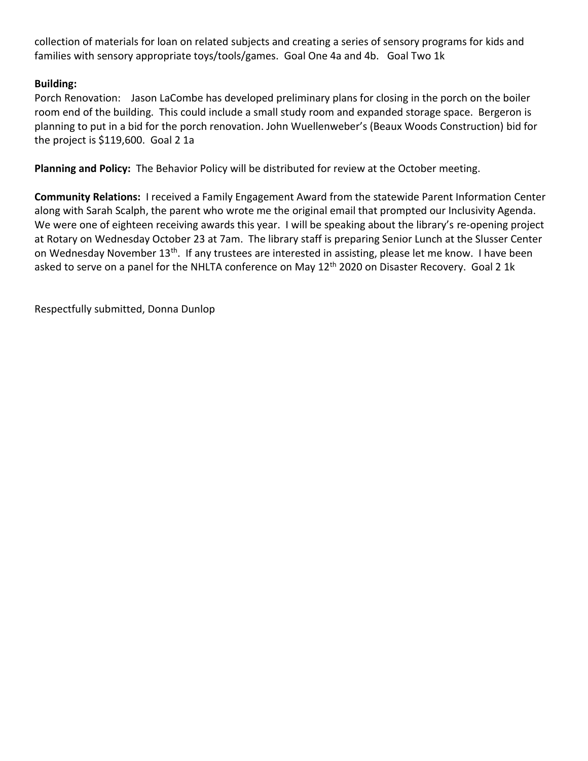collection of materials for loan on related subjects and creating a series of sensory programs for kids and families with sensory appropriate toys/tools/games. Goal One 4a and 4b. Goal Two 1k

**Building:**

Porch Renovation: Jason LaCombe has developed preliminary plans for closing in the porch on the boiler room end of the building. This could include a small study room and expanded storage space. Bergeron is planning to put in a bid for the porch renovation. John Wuellenweber's (Beaux Woods Construction) bid for the project is $119,600. Goal 2 1a

**Planning and Policy:** The Behavior Policy will be distributed for review at the October meeting.

**Community Relations:** I received a Family Engagement Award from the statewide Parent Information Center along with Sarah Scalph, the parent who wrote me the original email that prompted our Inclusivity Agenda. We were one of eighteen receiving awards this year. I will be speaking about the library's re-opening project at Rotary on Wednesday October 23 at 7am. The library staff is preparing Senior Lunch at the Slusser Center on Wednesday November 13th. If any trustees are interested in assisting, please let me know. I have been asked to serve on a panel for the NHLTA conference on May 12th 2020 on Disaster Recovery. Goal 2 1k

Respectfully submitted, Donna Dunlop